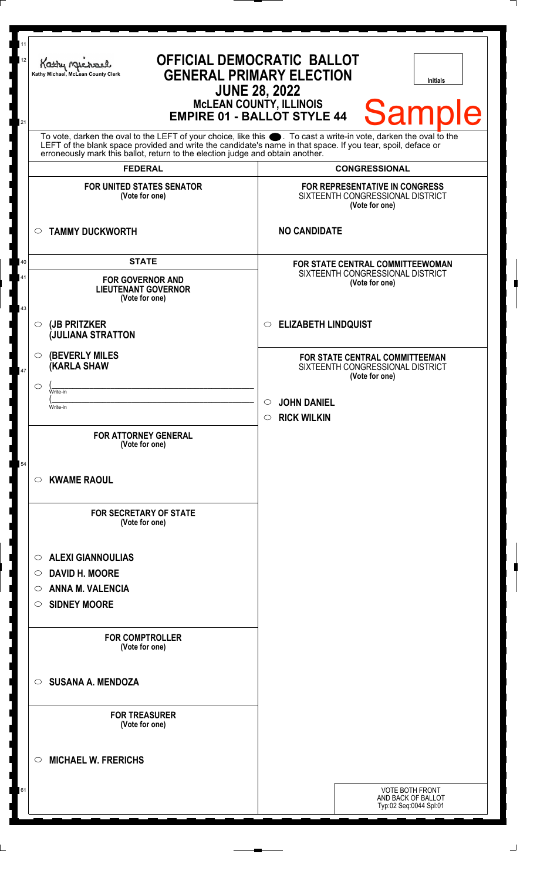Kathy Michael, McLean County Clerk

# OFFICIAL DEMOCRATIC BALLOT
## GENERAL PRIMARY ELECTION
## JUNE 28, 2022
## McLEAN COUNTY, ILLINOIS
## EMPIRE 01 - BALLOT STYLE 44

Initials

Sample

To vote, darken the oval to the LEFT of your choice, like this ⬤. To cast a write-in vote, darken the oval to the LEFT of the blank space provided and write the candidate's name in that space. If you tear, spoil, deface or erroneously mark this ballot, return to the election judge and obtain another.

## FEDERAL

**FOR UNITED STATES SENATOR**
(Vote for one)

○ **TAMMY DUCKWORTH**

## STATE

**FOR GOVERNOR AND LIEUTENANT GOVERNOR**
(Vote for one)

○ **(JB PRITZKER**
**(JULIANA STRATTON**

○ **(BEVERLY MILES**
**(KARLA SHAW**

○ (______________________
Write-in
(______________________
Write-in

**FOR ATTORNEY GENERAL**
(Vote for one)

○ **KWAME RAOUL**

**FOR SECRETARY OF STATE**
(Vote for one)

○ **ALEXI GIANNOULIAS**
○ **DAVID H. MOORE**
○ **ANNA M. VALENCIA**
○ **SIDNEY MOORE**

**FOR COMPTROLLER**
(Vote for one)

○ **SUSANA A. MENDOZA**

**FOR TREASURER**
(Vote for one)

○ **MICHAEL W. FRERICHS**

## CONGRESSIONAL

**FOR REPRESENTATIVE IN CONGRESS**
SIXTEENTH CONGRESSIONAL DISTRICT
(Vote for one)

**NO CANDIDATE**

**FOR STATE CENTRAL COMMITTEEWOMAN**
SIXTEENTH CONGRESSIONAL DISTRICT
(Vote for one)

○ **ELIZABETH LINDQUIST**

**FOR STATE CENTRAL COMMITTEEMAN**
SIXTEENTH CONGRESSIONAL DISTRICT
(Vote for one)

○ **JOHN DANIEL**
○ **RICK WILKIN**

VOTE BOTH FRONT AND BACK OF BALLOT
Typ:02 Seq:0044 Spl:01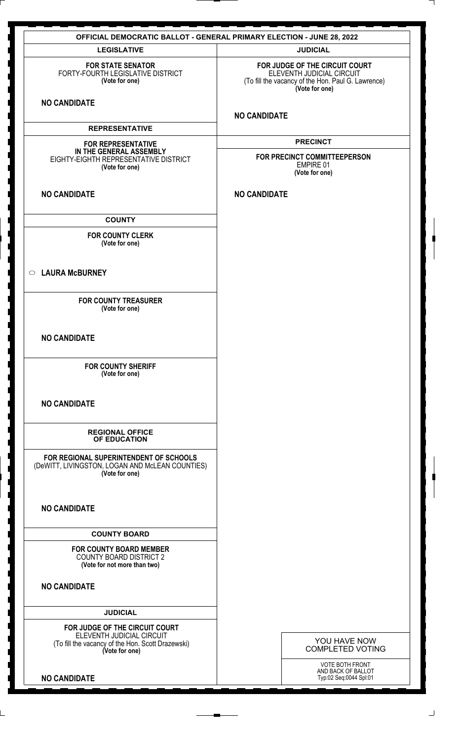# OFFICIAL DEMOCRATIC BALLOT - GENERAL PRIMARY ELECTION - JUNE 28, 2022

## LEGISLATIVE

**FOR STATE SENATOR**
FORTY-FOURTH LEGISLATIVE DISTRICT
**(Vote for one)**

**NO CANDIDATE**

## REPRESENTATIVE

**FOR REPRESENTATIVE IN THE GENERAL ASSEMBLY**
EIGHTY-EIGHTH REPRESENTATIVE DISTRICT
**(Vote for one)**

**NO CANDIDATE**

## COUNTY

**FOR COUNTY CLERK**
**(Vote for one)**

○ **LAURA McBURNEY**

**FOR COUNTY TREASURER**
**(Vote for one)**

**NO CANDIDATE**

**FOR COUNTY SHERIFF**
**(Vote for one)**

**NO CANDIDATE**

## REGIONAL OFFICE OF EDUCATION

**FOR REGIONAL SUPERINTENDENT OF SCHOOLS**
(DeWITT, LIVINGSTON, LOGAN AND McLEAN COUNTIES)
**(Vote for one)**

**NO CANDIDATE**

## COUNTY BOARD

**FOR COUNTY BOARD MEMBER**
COUNTY BOARD DISTRICT 2
**(Vote for not more than two)**

**NO CANDIDATE**

## JUDICIAL

**FOR JUDGE OF THE CIRCUIT COURT**
ELEVENTH JUDICIAL CIRCUIT
(To fill the vacancy of the Hon. Scott Drazewski)
**(Vote for one)**

**NO CANDIDATE**

## JUDICIAL

**FOR JUDGE OF THE CIRCUIT COURT**
ELEVENTH JUDICIAL CIRCUIT
(To fill the vacancy of the Hon. Paul G. Lawrence)
**(Vote for one)**

**NO CANDIDATE**

## PRECINCT

**FOR PRECINCT COMMITTEEPERSON**
EMPIRE 01
**(Vote for one)**

**NO CANDIDATE**

YOU HAVE NOW COMPLETED VOTING

VOTE BOTH FRONT AND BACK OF BALLOT
Typ:02 Seq:0044 Spl:01